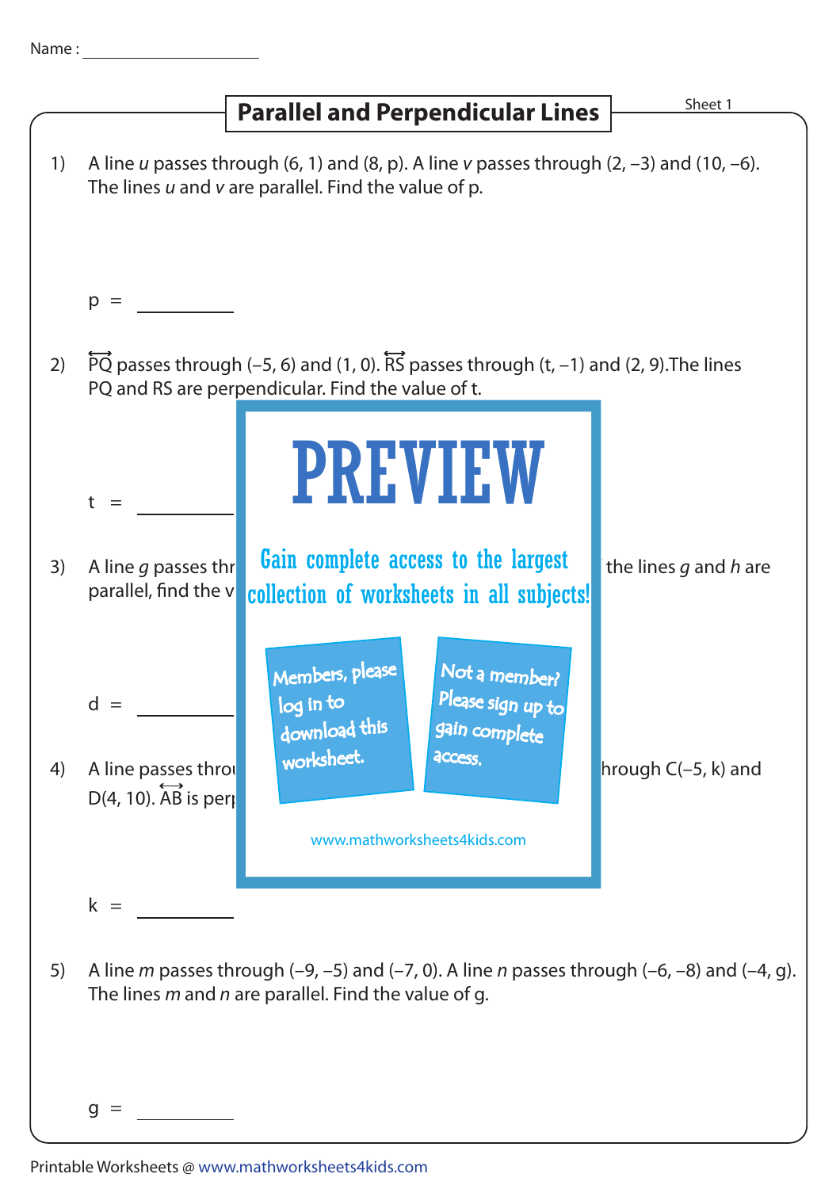Name : ____________________

# Parallel and Perpendicular Lines

Sheet 1

1) A line *u* passes through (6, 1) and (8, p). A line *v* passes through (2, –3) and (10, –6). The lines *u* and *v* are parallel. Find the value of p.

p = ________

2) $\overleftrightarrow{PQ}$ passes through (–5, 6) and (1, 0). $\overleftrightarrow{RS}$ passes through (t, –1) and (2, 9).The lines PQ and RS are perpendicular. Find the value of t.

t = ________

PREVIEW

Gain complete access to the largest collection of worksheets in all subjects!

Members, please log in to download this worksheet.

Not a member? Please sign up to gain complete access.

www.mathworksheets4kids.com

3) A line *g* passes thr the lines *g* and *h* are parallel, find the v

d = ________

4) A line passes throu hrough C(–5, k) and D(4, 10). $\overleftrightarrow{AB}$ is perp

k = ________

5) A line *m* passes through (–9, –5) and (–7, 0). A line *n* passes through (–6, –8) and (–4, g). The lines *m* and *n* are parallel. Find the value of g.

g = ________

Printable Worksheets @ www.mathworksheets4kids.com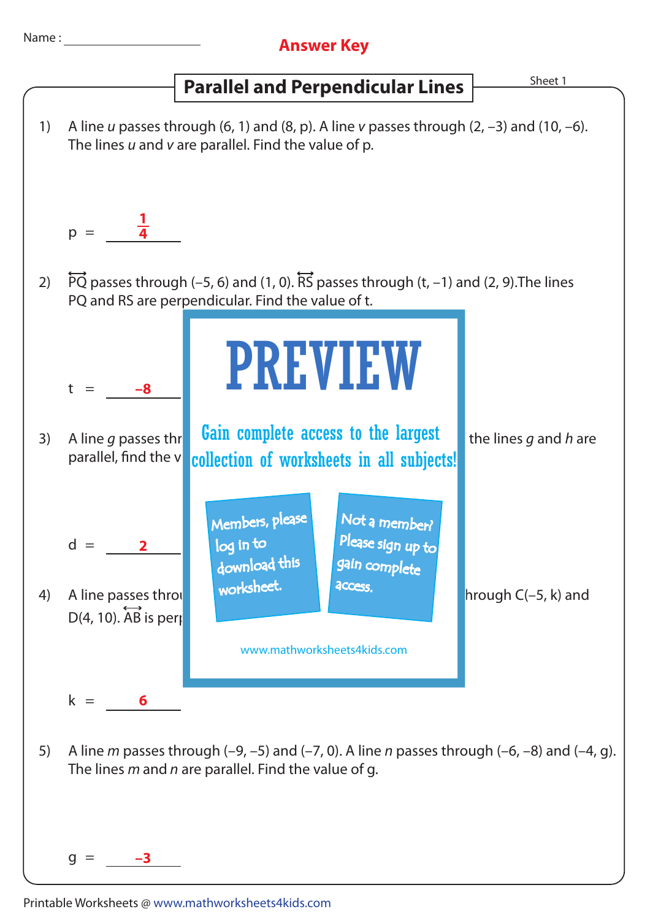Name :

**Answer Key**

# Parallel and Perpendicular Lines

Sheet 1

1) A line *u* passes through (6, 1) and (8, p). A line *v* passes through (2, –3) and (10, –6). The lines *u* and *v* are parallel. Find the value of p.

p = $\frac{1}{4}$

2) $\overleftrightarrow{PQ}$ passes through (–5, 6) and (1, 0). $\overleftrightarrow{RS}$ passes through (t, –1) and (2, 9).The lines PQ and RS are perpendicular. Find the value of t.

t = –8

3) A line *g* passes thr the lines *g* and *h* are parallel, find the v

d = 2

4) A line passes throu hrough C(–5, k) and D(4, 10). $\overleftrightarrow{AB}$ is perp

PREVIEW

Gain complete access to the largest collection of worksheets in all subjects!

Members, please log in to download this worksheet.

Not a member? Please sign up to gain complete access.

www.mathworksheets4kids.com

k = 6

5) A line *m* passes through (–9, –5) and (–7, 0). A line *n* passes through (–6, –8) and (–4, g). The lines *m* and *n* are parallel. Find the value of g.

g = –3

Printable Worksheets @ www.mathworksheets4kids.com